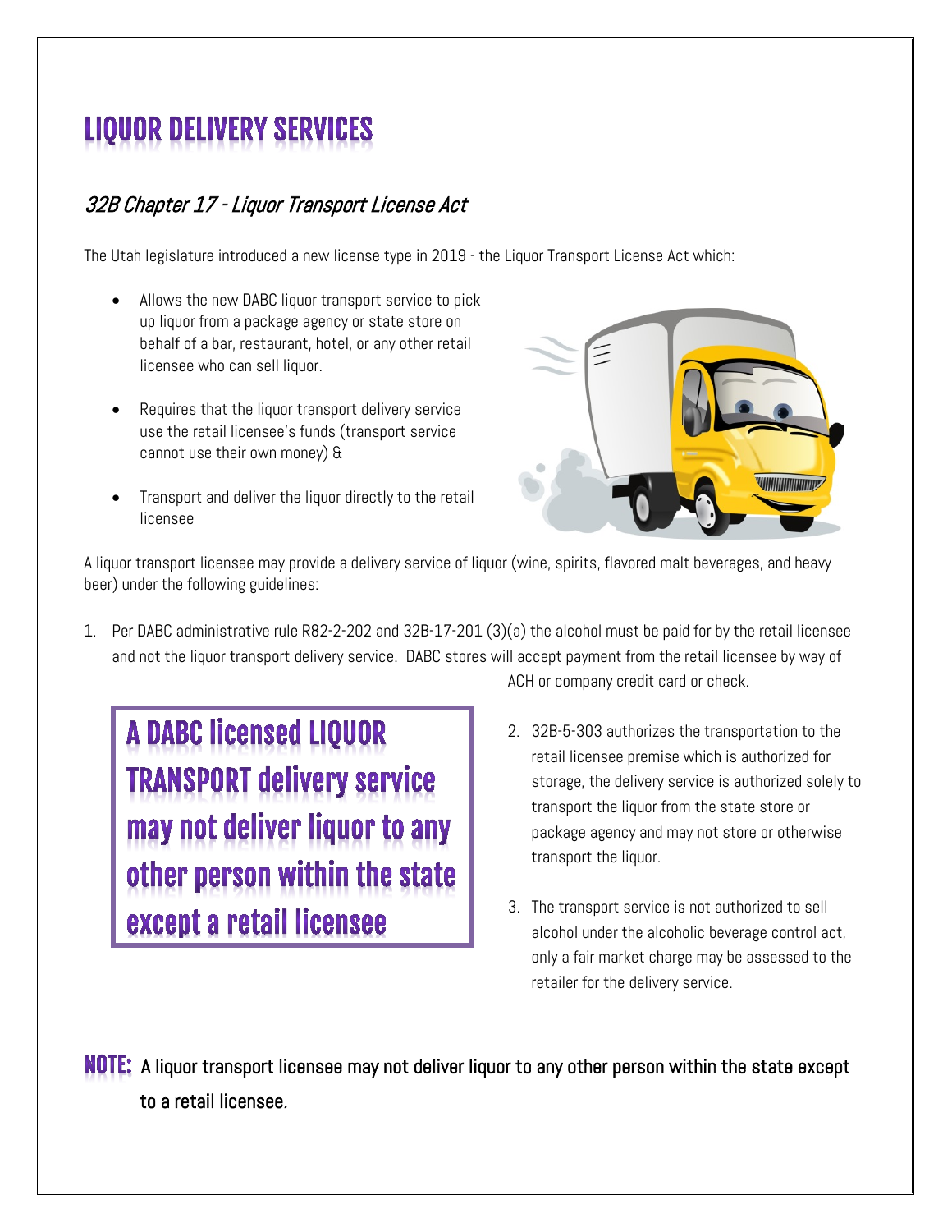# LIQUOR DELIVERY SERVICES

## *32B Chapter 17 - Liquor Transport License Act*

The Utah legislature introduced a new license type in 2019 - the Liquor Transport License Act which:

- Allows the new DABC liquor transport service to pick up liquor from a package agency or state store on behalf of a bar, restaurant, hotel, or any other retail licensee who can sell liquor.
- Requires that the liquor transport delivery service use the retail licensee's funds (transport service cannot use their own money) &
- Transport and deliver the liquor directly to the retail licensee

A liquor transport licensee may provide a delivery service of liquor (wine, spirits, flavored malt beverages, and heavy beer) under the following guidelines:

1. Per DABC administrative rule R82-2-202 and 32B-17-201 (3)(a) the alcohol must be paid for by the retail licensee and not the liquor transport delivery service. DABC stores will accept payment from the retail licensee by way of ACH or company credit card or check.

**A DABC licensed LIQUOR TRANSPORT delivery service may not deliver liquor to any other person within the state except a retail licensee**

2. 32B-5-303 authorizes the transportation to the retail licensee premise which is authorized for storage, the delivery service is authorized solely to transport the liquor from the state store or package agency and may not store or otherwise transport the liquor.
3. The transport service is not authorized to sell alcohol under the alcoholic beverage control act, only a fair market charge may be assessed to the retailer for the delivery service.

**NOTE:** A liquor transport licensee may not deliver liquor to any other person within the state except to a retail licensee.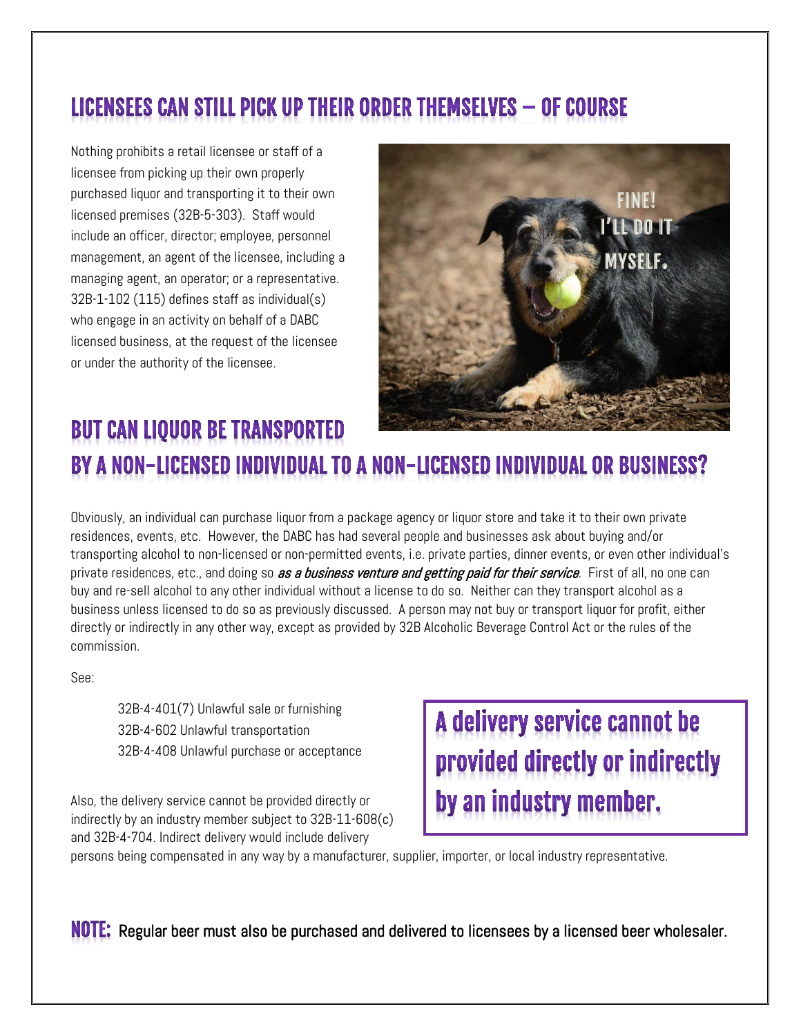## LICENSEES CAN STILL PICK UP THEIR ORDER THEMSELVES – OF COURSE

Nothing prohibits a retail licensee or staff of a licensee from picking up their own properly purchased liquor and transporting it to their own licensed premises (32B-5-303). Staff would include an officer, director; employee, personnel management, an agent of the licensee, including a managing agent, an operator; or a representative. 32B-1-102 (115) defines staff as individual(s) who engage in an activity on behalf of a DABC licensed business, at the request of the licensee or under the authority of the licensee.

## BUT CAN LIQUOR BE TRANSPORTED BY A NON-LICENSED INDIVIDUAL TO A NON-LICENSED INDIVIDUAL OR BUSINESS?

Obviously, an individual can purchase liquor from a package agency or liquor store and take it to their own private residences, events, etc. However, the DABC has had several people and businesses ask about buying and/or transporting alcohol to non-licensed or non-permitted events, i.e. private parties, dinner events, or even other individual's private residences, etc., and doing so ***as a business venture and getting paid for their service***. First of all, no one can buy and re-sell alcohol to any other individual without a license to do so. Neither can they transport alcohol as a business unless licensed to do so as previously discussed. A person may not buy or transport liquor for profit, either directly or indirectly in any other way, except as provided by 32B Alcoholic Beverage Control Act or the rules of the commission.

See:

- 32B-4-401(7) Unlawful sale or furnishing
- 32B-4-602 Unlawful transportation
- 32B-4-408 Unlawful purchase or acceptance

**A delivery service cannot be provided directly or indirectly by an industry member.**

Also, the delivery service cannot be provided directly or indirectly by an industry member subject to 32B-11-608(c) and 32B-4-704. Indirect delivery would include delivery persons being compensated in any way by a manufacturer, supplier, importer, or local industry representative.

**NOTE:** Regular beer must also be purchased and delivered to licensees by a licensed beer wholesaler.